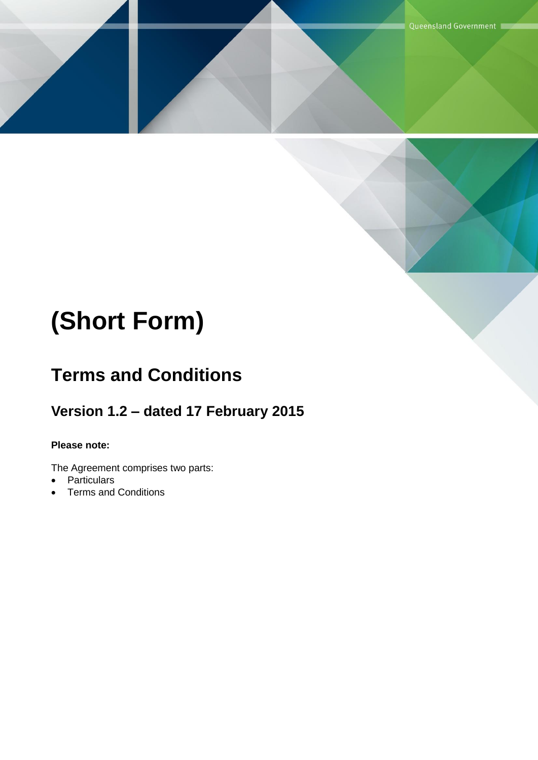# (Short Form)

## Terms and Conditions

### Version 1.2 – dated 17 February 2015

**Please note:**

The Agreement comprises two parts:

- Particulars
- Terms and Conditions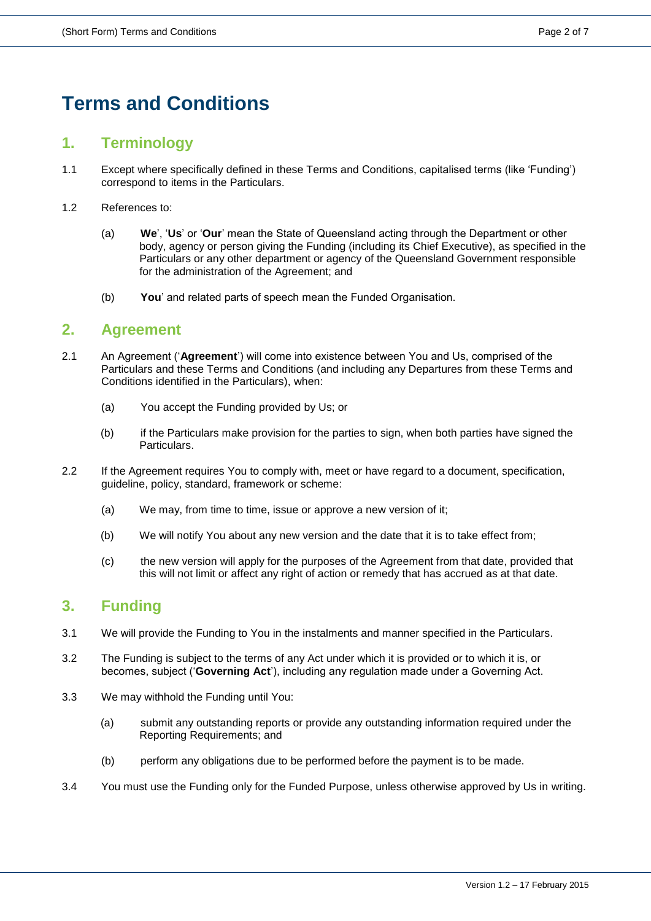# Terms and Conditions

## 1. Terminology

1.1 Except where specifically defined in these Terms and Conditions, capitalised terms (like 'Funding') correspond to items in the Particulars.

1.2 References to:

(a) **We**', '**Us**' or '**Our**' mean the State of Queensland acting through the Department or other body, agency or person giving the Funding (including its Chief Executive), as specified in the Particulars or any other department or agency of the Queensland Government responsible for the administration of the Agreement; and

(b) **You**' and related parts of speech mean the Funded Organisation.

## 2. Agreement

2.1 An Agreement ('**Agreement**') will come into existence between You and Us, comprised of the Particulars and these Terms and Conditions (and including any Departures from these Terms and Conditions identified in the Particulars), when:

(a) You accept the Funding provided by Us; or

(b) if the Particulars make provision for the parties to sign, when both parties have signed the Particulars.

2.2 If the Agreement requires You to comply with, meet or have regard to a document, specification, guideline, policy, standard, framework or scheme:

(a) We may, from time to time, issue or approve a new version of it;

(b) We will notify You about any new version and the date that it is to take effect from;

(c) the new version will apply for the purposes of the Agreement from that date, provided that this will not limit or affect any right of action or remedy that has accrued as at that date.

## 3. Funding

3.1 We will provide the Funding to You in the instalments and manner specified in the Particulars.

3.2 The Funding is subject to the terms of any Act under which it is provided or to which it is, or becomes, subject ('**Governing Act**'), including any regulation made under a Governing Act.

3.3 We may withhold the Funding until You:

(a) submit any outstanding reports or provide any outstanding information required under the Reporting Requirements; and

(b) perform any obligations due to be performed before the payment is to be made.

3.4 You must use the Funding only for the Funded Purpose, unless otherwise approved by Us in writing.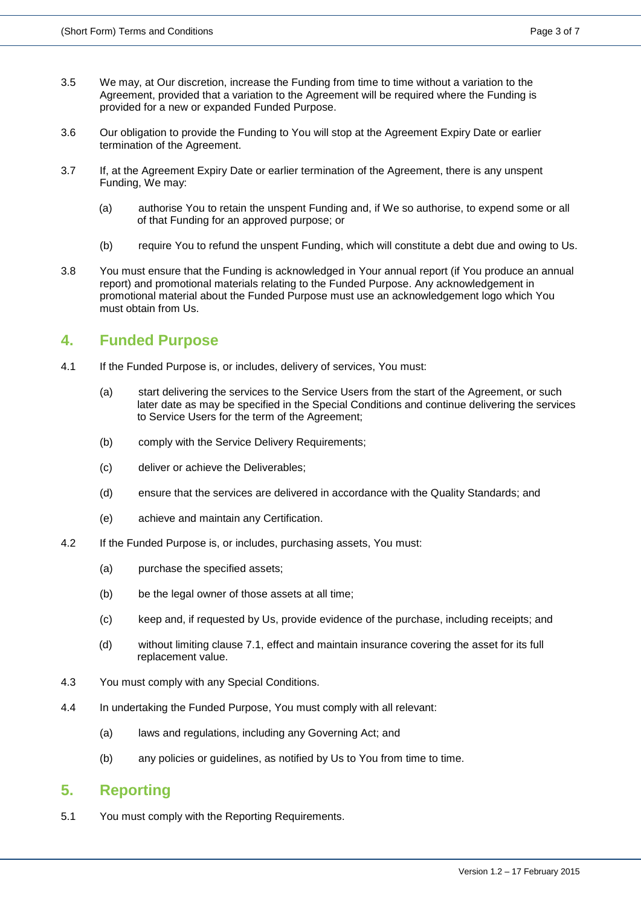3.5 We may, at Our discretion, increase the Funding from time to time without a variation to the Agreement, provided that a variation to the Agreement will be required where the Funding is provided for a new or expanded Funded Purpose.

3.6 Our obligation to provide the Funding to You will stop at the Agreement Expiry Date or earlier termination of the Agreement.

3.7 If, at the Agreement Expiry Date or earlier termination of the Agreement, there is any unspent Funding, We may:

  (a) authorise You to retain the unspent Funding and, if We so authorise, to expend some or all of that Funding for an approved purpose; or

  (b) require You to refund the unspent Funding, which will constitute a debt due and owing to Us.

3.8 You must ensure that the Funding is acknowledged in Your annual report (if You produce an annual report) and promotional materials relating to the Funded Purpose. Any acknowledgement in promotional material about the Funded Purpose must use an acknowledgement logo which You must obtain from Us.

## 4. Funded Purpose

4.1 If the Funded Purpose is, or includes, delivery of services, You must:

  (a) start delivering the services to the Service Users from the start of the Agreement, or such later date as may be specified in the Special Conditions and continue delivering the services to Service Users for the term of the Agreement;

  (b) comply with the Service Delivery Requirements;

  (c) deliver or achieve the Deliverables;

  (d) ensure that the services are delivered in accordance with the Quality Standards; and

  (e) achieve and maintain any Certification.

4.2 If the Funded Purpose is, or includes, purchasing assets, You must:

  (a) purchase the specified assets;

  (b) be the legal owner of those assets at all time;

  (c) keep and, if requested by Us, provide evidence of the purchase, including receipts; and

  (d) without limiting clause 7.1, effect and maintain insurance covering the asset for its full replacement value.

4.3 You must comply with any Special Conditions.

4.4 In undertaking the Funded Purpose, You must comply with all relevant:

  (a) laws and regulations, including any Governing Act; and

  (b) any policies or guidelines, as notified by Us to You from time to time.

## 5. Reporting

5.1 You must comply with the Reporting Requirements.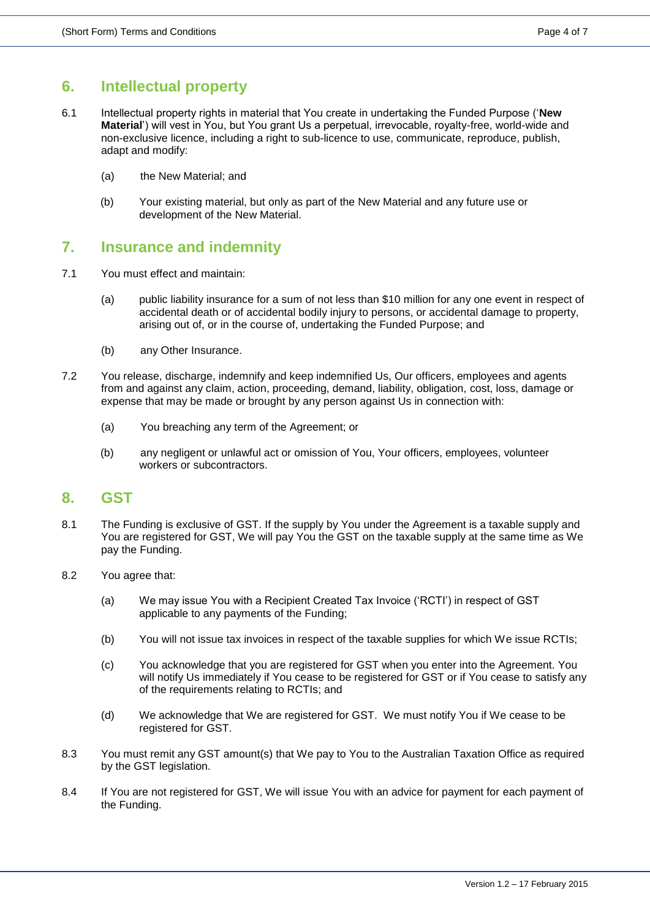## 6. Intellectual property

6.1 Intellectual property rights in material that You create in undertaking the Funded Purpose ('**New Material**') will vest in You, but You grant Us a perpetual, irrevocable, royalty-free, world-wide and non-exclusive licence, including a right to sub-licence to use, communicate, reproduce, publish, adapt and modify:

(a) the New Material; and

(b) Your existing material, but only as part of the New Material and any future use or development of the New Material.

## 7. Insurance and indemnity

7.1 You must effect and maintain:

(a) public liability insurance for a sum of not less than $10 million for any one event in respect of accidental death or of accidental bodily injury to persons, or accidental damage to property, arising out of, or in the course of, undertaking the Funded Purpose; and

(b) any Other Insurance.

7.2 You release, discharge, indemnify and keep indemnified Us, Our officers, employees and agents from and against any claim, action, proceeding, demand, liability, obligation, cost, loss, damage or expense that may be made or brought by any person against Us in connection with:

(a) You breaching any term of the Agreement; or

(b) any negligent or unlawful act or omission of You, Your officers, employees, volunteer workers or subcontractors.

## 8. GST

8.1 The Funding is exclusive of GST. If the supply by You under the Agreement is a taxable supply and You are registered for GST, We will pay You the GST on the taxable supply at the same time as We pay the Funding.

8.2 You agree that:

(a) We may issue You with a Recipient Created Tax Invoice ('RCTI') in respect of GST applicable to any payments of the Funding;

(b) You will not issue tax invoices in respect of the taxable supplies for which We issue RCTIs;

(c) You acknowledge that you are registered for GST when you enter into the Agreement. You will notify Us immediately if You cease to be registered for GST or if You cease to satisfy any of the requirements relating to RCTIs; and

(d) We acknowledge that We are registered for GST. We must notify You if We cease to be registered for GST.

8.3 You must remit any GST amount(s) that We pay to You to the Australian Taxation Office as required by the GST legislation.

8.4 If You are not registered for GST, We will issue You with an advice for payment for each payment of the Funding.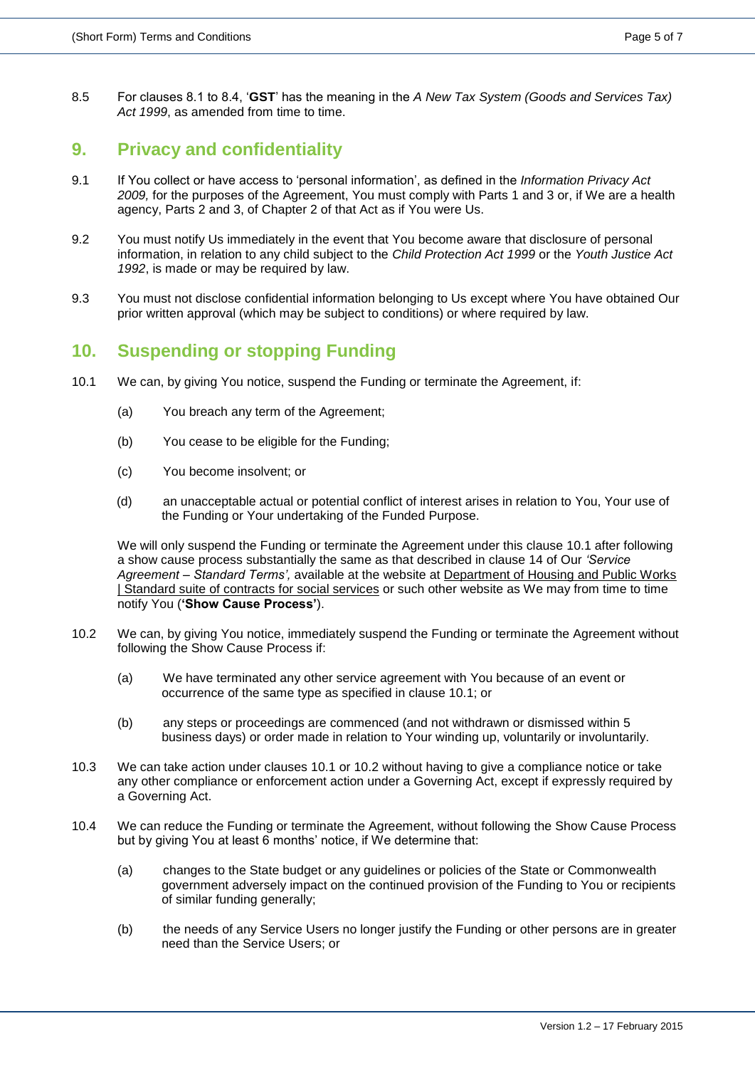8.5 For clauses 8.1 to 8.4, '**GST**' has the meaning in the *A New Tax System (Goods and Services Tax) Act 1999*, as amended from time to time.

## 9. Privacy and confidentiality

9.1 If You collect or have access to 'personal information', as defined in the *Information Privacy Act 2009,* for the purposes of the Agreement, You must comply with Parts 1 and 3 or, if We are a health agency, Parts 2 and 3, of Chapter 2 of that Act as if You were Us.

9.2 You must notify Us immediately in the event that You become aware that disclosure of personal information, in relation to any child subject to the *Child Protection Act 1999* or the *Youth Justice Act 1992*, is made or may be required by law.

9.3 You must not disclose confidential information belonging to Us except where You have obtained Our prior written approval (which may be subject to conditions) or where required by law.

## 10. Suspending or stopping Funding

10.1 We can, by giving You notice, suspend the Funding or terminate the Agreement, if:

(a) You breach any term of the Agreement;

(b) You cease to be eligible for the Funding;

(c) You become insolvent; or

(d) an unacceptable actual or potential conflict of interest arises in relation to You, Your use of the Funding or Your undertaking of the Funded Purpose.

We will only suspend the Funding or terminate the Agreement under this clause 10.1 after following a show cause process substantially the same as that described in clause 14 of Our *'Service Agreement – Standard Terms',* available at the website at Department of Housing and Public Works | Standard suite of contracts for social services or such other website as We may from time to time notify You (**'Show Cause Process'**).

10.2 We can, by giving You notice, immediately suspend the Funding or terminate the Agreement without following the Show Cause Process if:

(a) We have terminated any other service agreement with You because of an event or occurrence of the same type as specified in clause 10.1; or

(b) any steps or proceedings are commenced (and not withdrawn or dismissed within 5 business days) or order made in relation to Your winding up, voluntarily or involuntarily.

10.3 We can take action under clauses 10.1 or 10.2 without having to give a compliance notice or take any other compliance or enforcement action under a Governing Act, except if expressly required by a Governing Act.

10.4 We can reduce the Funding or terminate the Agreement, without following the Show Cause Process but by giving You at least 6 months' notice, if We determine that:

(a) changes to the State budget or any guidelines or policies of the State or Commonwealth government adversely impact on the continued provision of the Funding to You or recipients of similar funding generally;

(b) the needs of any Service Users no longer justify the Funding or other persons are in greater need than the Service Users; or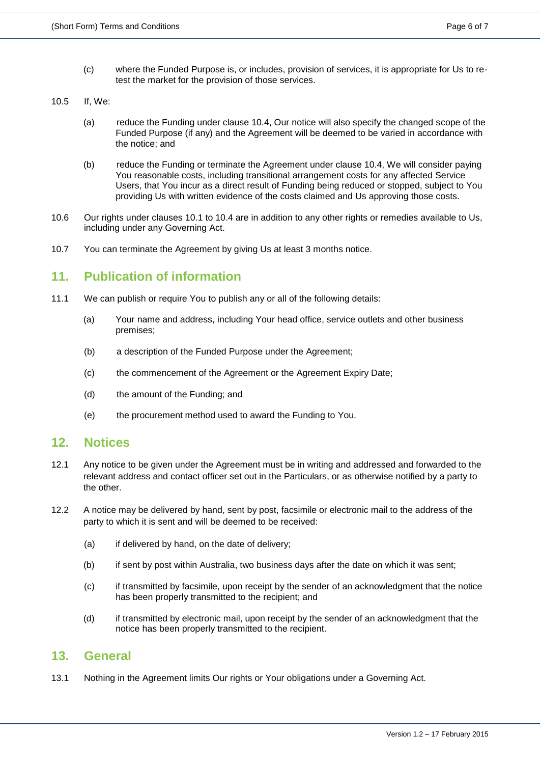(c) where the Funded Purpose is, or includes, provision of services, it is appropriate for Us to re-test the market for the provision of those services.

10.5 If, We:

(a) reduce the Funding under clause 10.4, Our notice will also specify the changed scope of the Funded Purpose (if any) and the Agreement will be deemed to be varied in accordance with the notice; and

(b) reduce the Funding or terminate the Agreement under clause 10.4, We will consider paying You reasonable costs, including transitional arrangement costs for any affected Service Users, that You incur as a direct result of Funding being reduced or stopped, subject to You providing Us with written evidence of the costs claimed and Us approving those costs.

10.6 Our rights under clauses 10.1 to 10.4 are in addition to any other rights or remedies available to Us, including under any Governing Act.

10.7 You can terminate the Agreement by giving Us at least 3 months notice.

## 11. Publication of information

11.1 We can publish or require You to publish any or all of the following details:

(a) Your name and address, including Your head office, service outlets and other business premises;

(b) a description of the Funded Purpose under the Agreement;

(c) the commencement of the Agreement or the Agreement Expiry Date;

(d) the amount of the Funding; and

(e) the procurement method used to award the Funding to You.

## 12. Notices

12.1 Any notice to be given under the Agreement must be in writing and addressed and forwarded to the relevant address and contact officer set out in the Particulars, or as otherwise notified by a party to the other.

12.2 A notice may be delivered by hand, sent by post, facsimile or electronic mail to the address of the party to which it is sent and will be deemed to be received:

(a) if delivered by hand, on the date of delivery;

(b) if sent by post within Australia, two business days after the date on which it was sent;

(c) if transmitted by facsimile, upon receipt by the sender of an acknowledgment that the notice has been properly transmitted to the recipient; and

(d) if transmitted by electronic mail, upon receipt by the sender of an acknowledgment that the notice has been properly transmitted to the recipient.

## 13. General

13.1 Nothing in the Agreement limits Our rights or Your obligations under a Governing Act.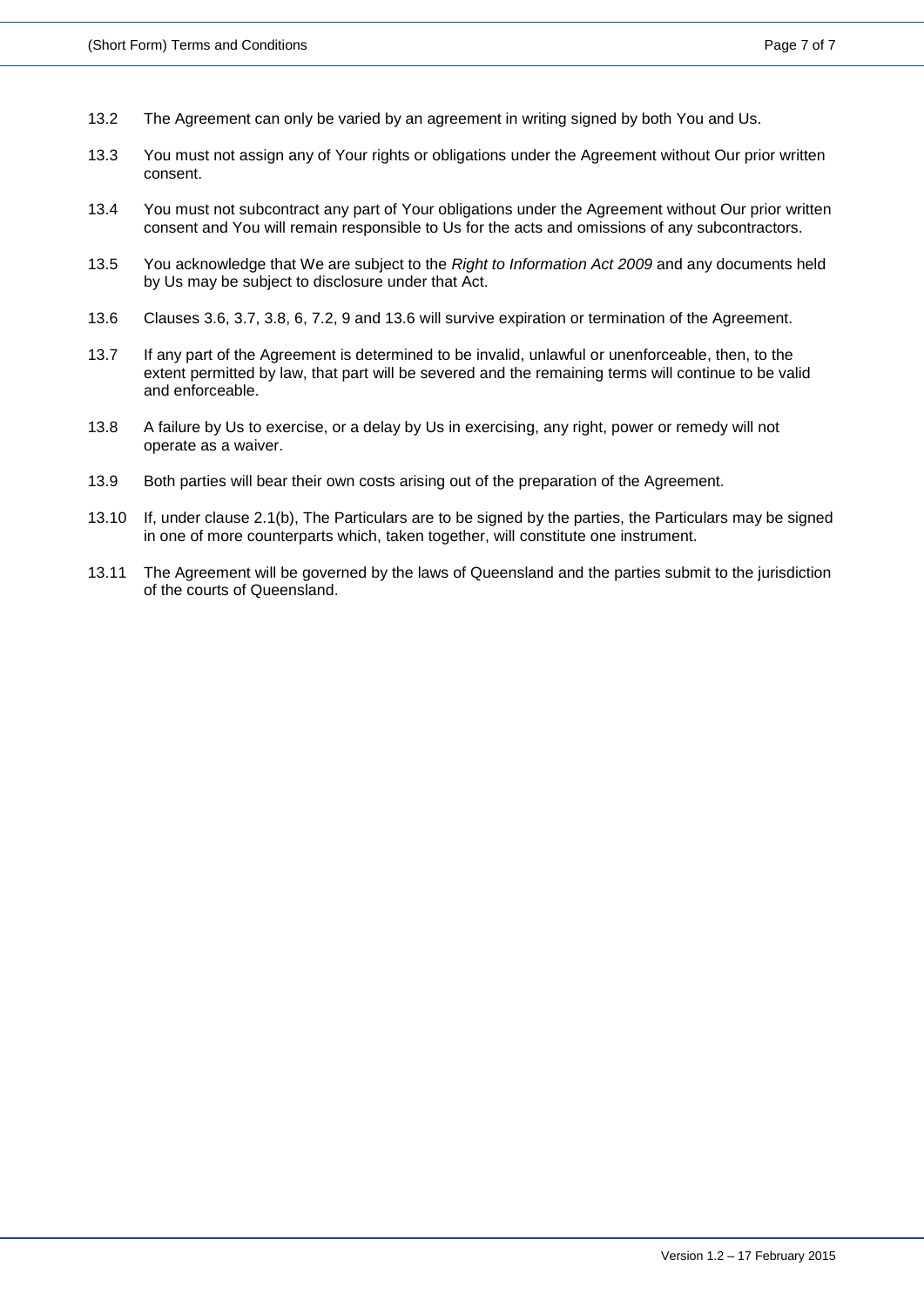13.2 The Agreement can only be varied by an agreement in writing signed by both You and Us.

13.3 You must not assign any of Your rights or obligations under the Agreement without Our prior written consent.

13.4 You must not subcontract any part of Your obligations under the Agreement without Our prior written consent and You will remain responsible to Us for the acts and omissions of any subcontractors.

13.5 You acknowledge that We are subject to the *Right to Information Act 2009* and any documents held by Us may be subject to disclosure under that Act.

13.6 Clauses 3.6, 3.7, 3.8, 6, 7.2, 9 and 13.6 will survive expiration or termination of the Agreement.

13.7 If any part of the Agreement is determined to be invalid, unlawful or unenforceable, then, to the extent permitted by law, that part will be severed and the remaining terms will continue to be valid and enforceable.

13.8 A failure by Us to exercise, or a delay by Us in exercising, any right, power or remedy will not operate as a waiver.

13.9 Both parties will bear their own costs arising out of the preparation of the Agreement.

13.10 If, under clause 2.1(b), The Particulars are to be signed by the parties, the Particulars may be signed in one of more counterparts which, taken together, will constitute one instrument.

13.11 The Agreement will be governed by the laws of Queensland and the parties submit to the jurisdiction of the courts of Queensland.